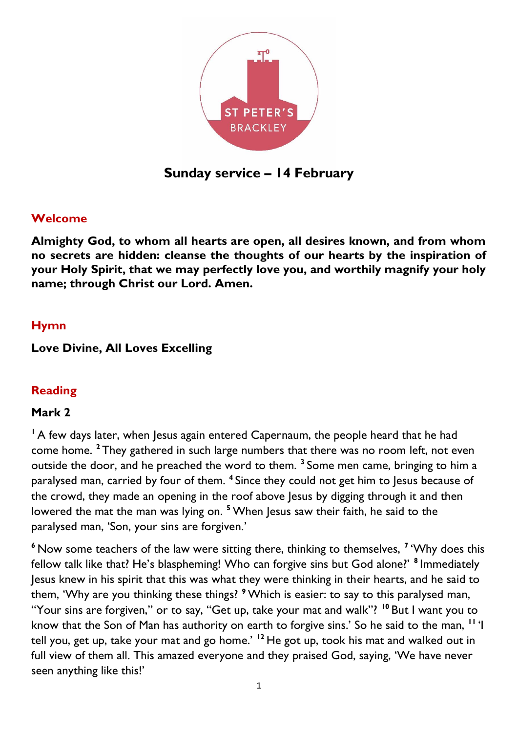ST PETER'S BRACKLEY

# Sunday service – 14 February

## Welcome

**Almighty God, to whom all hearts are open, all desires known, and from whom no secrets are hidden: cleanse the thoughts of our hearts by the inspiration of your Holy Spirit, that we may perfectly love you, and worthily magnify your holy name; through Christ our Lord. Amen.**

## Hymn

**Love Divine, All Loves Excelling**

## Reading

### Mark 2

[1] A few days later, when Jesus again entered Capernaum, the people heard that he had come home. [2] They gathered in such large numbers that there was no room left, not even outside the door, and he preached the word to them. [3] Some men came, bringing to him a paralysed man, carried by four of them. [4] Since they could not get him to Jesus because of the crowd, they made an opening in the roof above Jesus by digging through it and then lowered the mat the man was lying on. [5] When Jesus saw their faith, he said to the paralysed man, 'Son, your sins are forgiven.'

[6] Now some teachers of the law were sitting there, thinking to themselves, [7] 'Why does this fellow talk like that? He's blaspheming! Who can forgive sins but God alone?' [8] Immediately Jesus knew in his spirit that this was what they were thinking in their hearts, and he said to them, 'Why are you thinking these things? [9] Which is easier: to say to this paralysed man, "Your sins are forgiven," or to say, "Get up, take your mat and walk"? [10] But I want you to know that the Son of Man has authority on earth to forgive sins.' So he said to the man, [11] 'I tell you, get up, take your mat and go home.' [12] He got up, took his mat and walked out in full view of them all. This amazed everyone and they praised God, saying, 'We have never seen anything like this!'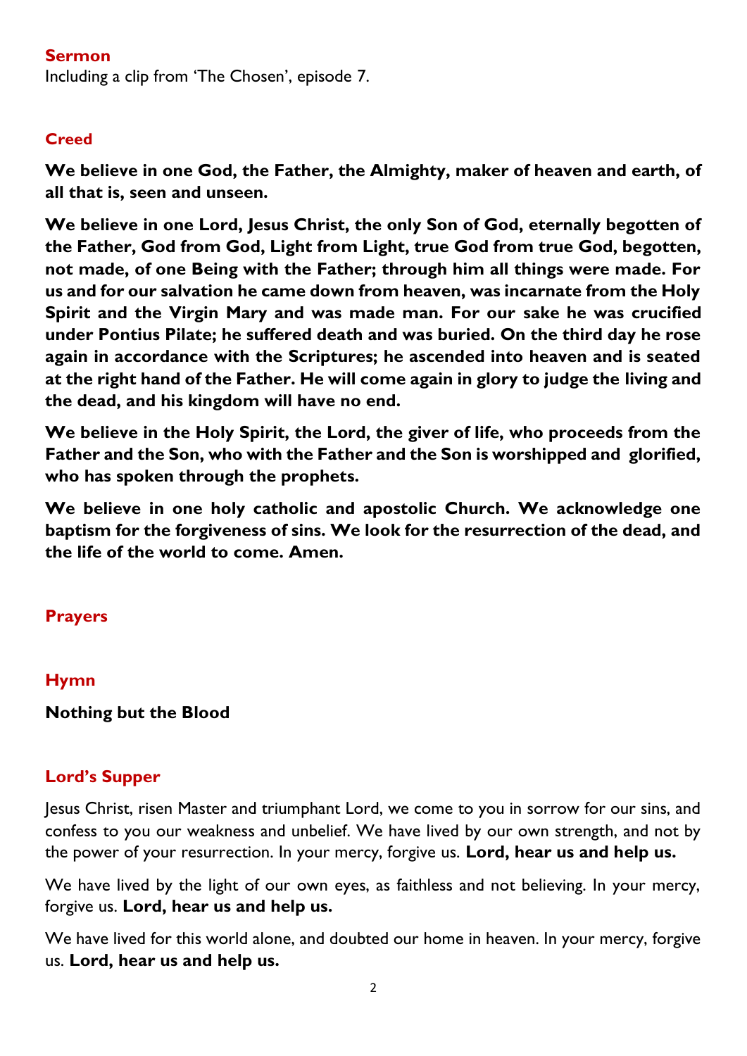## Sermon

Including a clip from 'The Chosen', episode 7.

## Creed

**We believe in one God, the Father, the Almighty, maker of heaven and earth, of all that is, seen and unseen.**

**We believe in one Lord, Jesus Christ, the only Son of God, eternally begotten of the Father, God from God, Light from Light, true God from true God, begotten, not made, of one Being with the Father; through him all things were made. For us and for our salvation he came down from heaven, was incarnate from the Holy Spirit and the Virgin Mary and was made man. For our sake he was crucified under Pontius Pilate; he suffered death and was buried. On the third day he rose again in accordance with the Scriptures; he ascended into heaven and is seated at the right hand of the Father. He will come again in glory to judge the living and the dead, and his kingdom will have no end.**

**We believe in the Holy Spirit, the Lord, the giver of life, who proceeds from the Father and the Son, who with the Father and the Son is worshipped and glorified, who has spoken through the prophets.**

**We believe in one holy catholic and apostolic Church. We acknowledge one baptism for the forgiveness of sins. We look for the resurrection of the dead, and the life of the world to come. Amen.**

## Prayers

## Hymn

**Nothing but the Blood**

## Lord's Supper

Jesus Christ, risen Master and triumphant Lord, we come to you in sorrow for our sins, and confess to you our weakness and unbelief. We have lived by our own strength, and not by the power of your resurrection. In your mercy, forgive us. **Lord, hear us and help us.**

We have lived by the light of our own eyes, as faithless and not believing. In your mercy, forgive us. **Lord, hear us and help us.**

We have lived for this world alone, and doubted our home in heaven. In your mercy, forgive us. **Lord, hear us and help us.**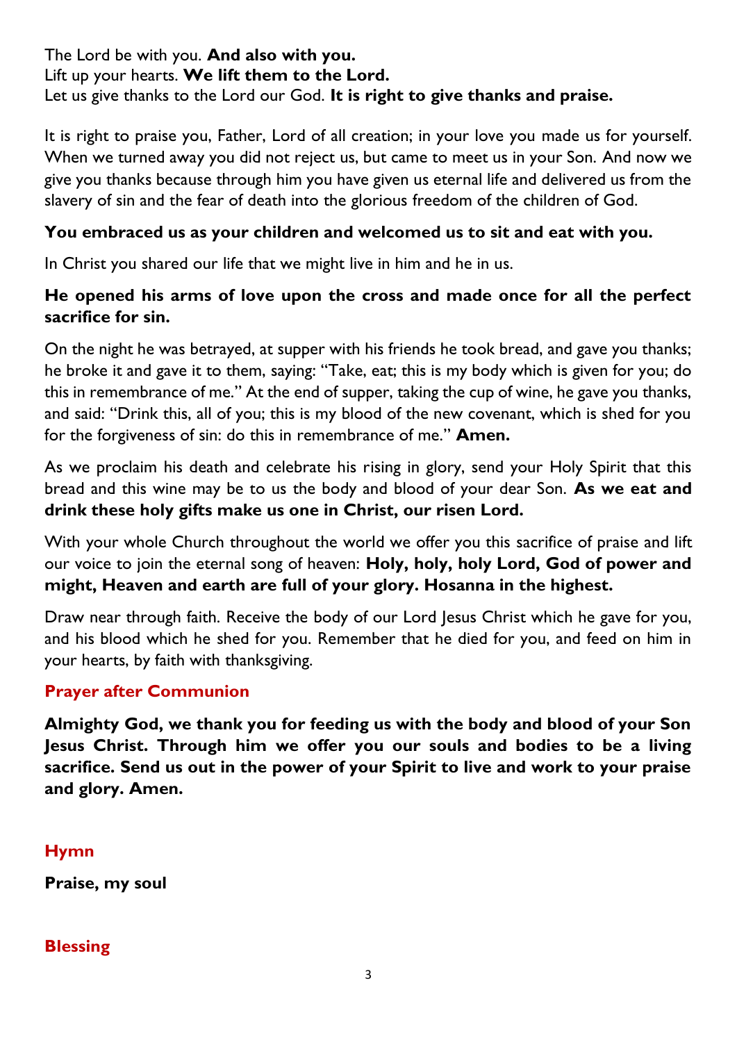The Lord be with you. **And also with you.**
Lift up your hearts. **We lift them to the Lord.**
Let us give thanks to the Lord our God. **It is right to give thanks and praise.**

It is right to praise you, Father, Lord of all creation; in your love you made us for yourself. When we turned away you did not reject us, but came to meet us in your Son. And now we give you thanks because through him you have given us eternal life and delivered us from the slavery of sin and the fear of death into the glorious freedom of the children of God.

**You embraced us as your children and welcomed us to sit and eat with you.**

In Christ you shared our life that we might live in him and he in us.

**He opened his arms of love upon the cross and made once for all the perfect sacrifice for sin.**

On the night he was betrayed, at supper with his friends he took bread, and gave you thanks; he broke it and gave it to them, saying: "Take, eat; this is my body which is given for you; do this in remembrance of me." At the end of supper, taking the cup of wine, he gave you thanks, and said: "Drink this, all of you; this is my blood of the new covenant, which is shed for you for the forgiveness of sin: do this in remembrance of me." **Amen.**

As we proclaim his death and celebrate his rising in glory, send your Holy Spirit that this bread and this wine may be to us the body and blood of your dear Son. **As we eat and drink these holy gifts make us one in Christ, our risen Lord.**

With your whole Church throughout the world we offer you this sacrifice of praise and lift our voice to join the eternal song of heaven: **Holy, holy, holy Lord, God of power and might, Heaven and earth are full of your glory. Hosanna in the highest.**

Draw near through faith. Receive the body of our Lord Jesus Christ which he gave for you, and his blood which he shed for you. Remember that he died for you, and feed on him in your hearts, by faith with thanksgiving.

## Prayer after Communion

**Almighty God, we thank you for feeding us with the body and blood of your Son Jesus Christ. Through him we offer you our souls and bodies to be a living sacrifice. Send us out in the power of your Spirit to live and work to your praise and glory. Amen.**

## Hymn

**Praise, my soul**

## Blessing